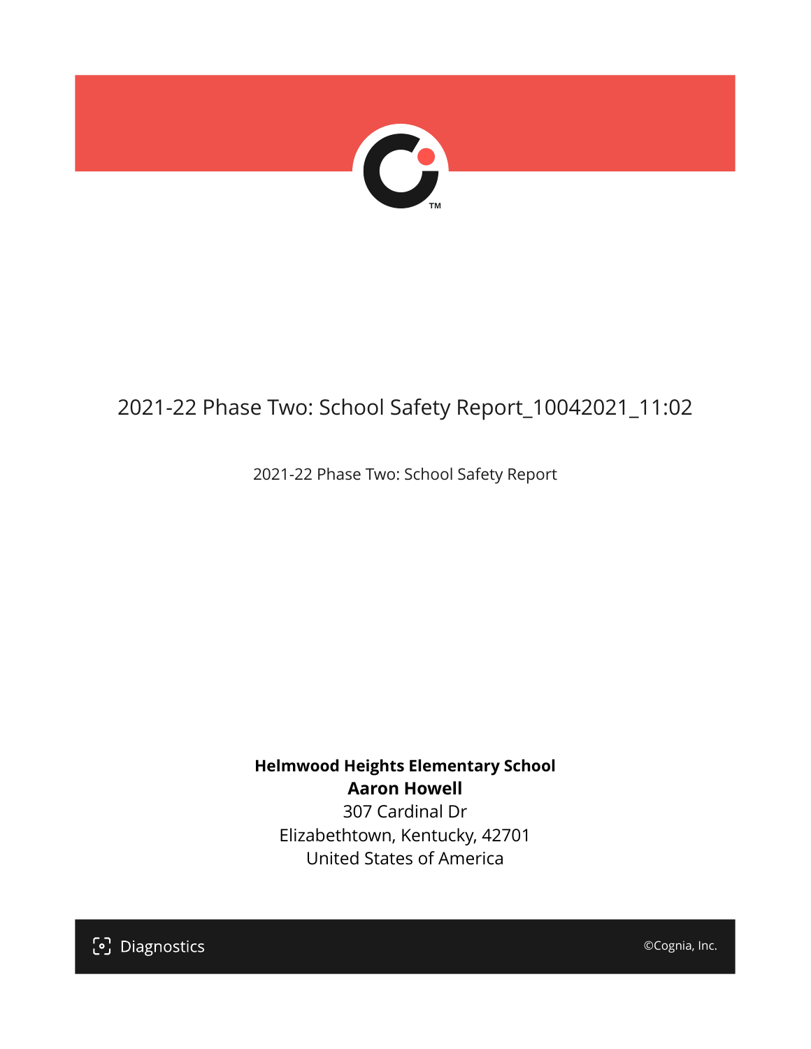# 2021-22 Phase Two: School Safety Report_10042021_11:02

2021-22 Phase Two: School Safety Report

**Helmwood Heights Elementary School**
**Aaron Howell**
307 Cardinal Dr
Elizabethtown, Kentucky, 42701
United States of America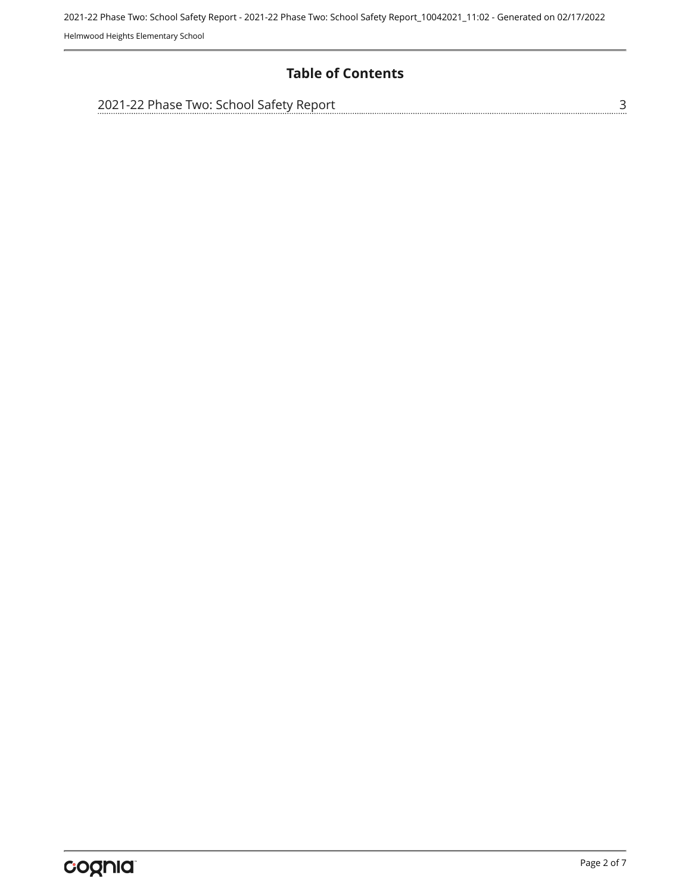# Table of Contents

2021-22 Phase Two: School Safety Report ........ 3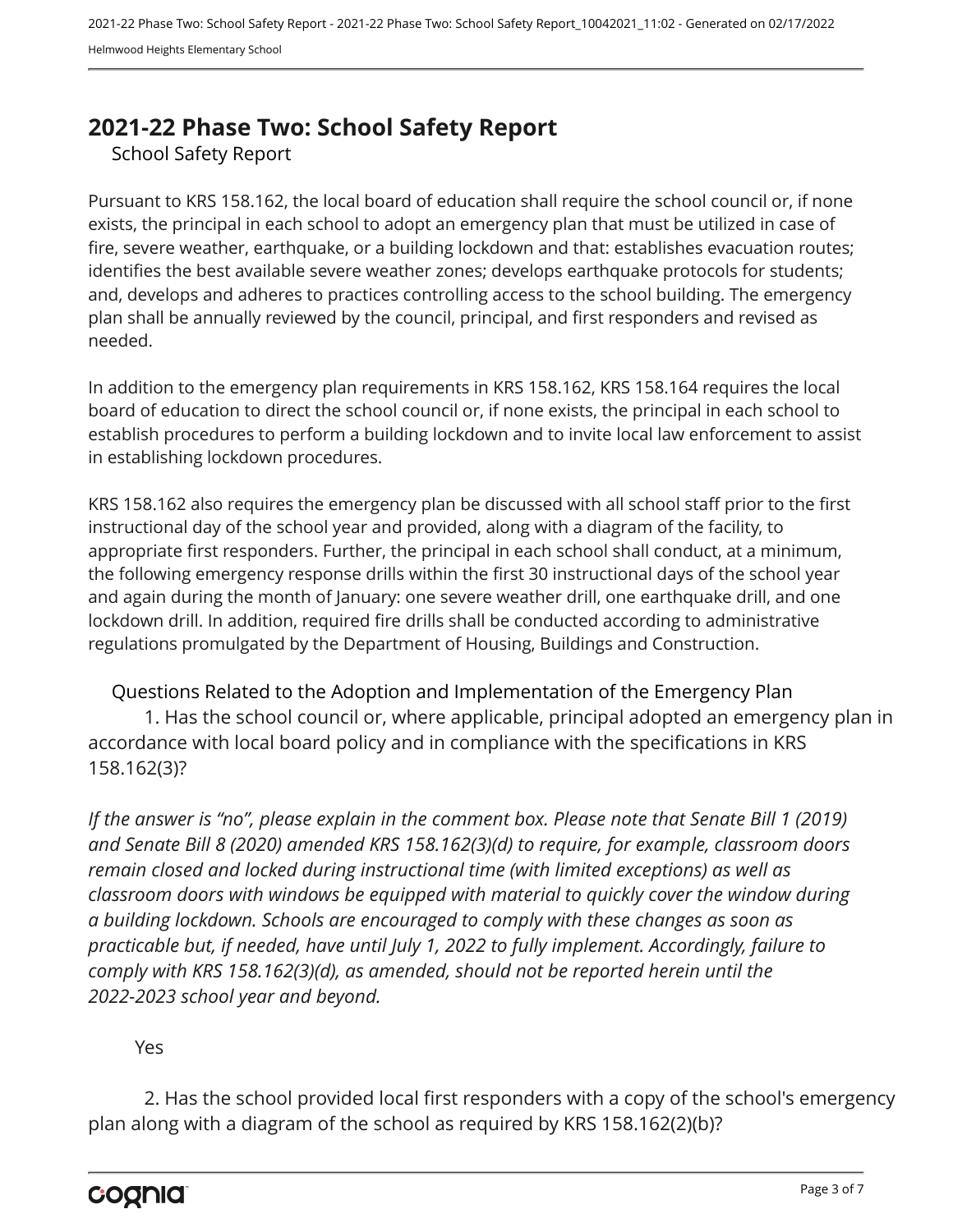# 2021-22 Phase Two: School Safety Report

School Safety Report

Pursuant to KRS 158.162, the local board of education shall require the school council or, if none exists, the principal in each school to adopt an emergency plan that must be utilized in case of fire, severe weather, earthquake, or a building lockdown and that: establishes evacuation routes; identifies the best available severe weather zones; develops earthquake protocols for students; and, develops and adheres to practices controlling access to the school building. The emergency plan shall be annually reviewed by the council, principal, and first responders and revised as needed.

In addition to the emergency plan requirements in KRS 158.162, KRS 158.164 requires the local board of education to direct the school council or, if none exists, the principal in each school to establish procedures to perform a building lockdown and to invite local law enforcement to assist in establishing lockdown procedures.

KRS 158.162 also requires the emergency plan be discussed with all school staff prior to the first instructional day of the school year and provided, along with a diagram of the facility, to appropriate first responders. Further, the principal in each school shall conduct, at a minimum, the following emergency response drills within the first 30 instructional days of the school year and again during the month of January: one severe weather drill, one earthquake drill, and one lockdown drill. In addition, required fire drills shall be conducted according to administrative regulations promulgated by the Department of Housing, Buildings and Construction.

Questions Related to the Adoption and Implementation of the Emergency Plan

1. Has the school council or, where applicable, principal adopted an emergency plan in accordance with local board policy and in compliance with the specifications in KRS 158.162(3)?

*If the answer is “no”, please explain in the comment box. Please note that Senate Bill 1 (2019) and Senate Bill 8 (2020) amended KRS 158.162(3)(d) to require, for example, classroom doors remain closed and locked during instructional time (with limited exceptions) as well as classroom doors with windows be equipped with material to quickly cover the window during a building lockdown. Schools are encouraged to comply with these changes as soon as practicable but, if needed, have until July 1, 2022 to fully implement. Accordingly, failure to comply with KRS 158.162(3)(d), as amended, should not be reported herein until the 2022-2023 school year and beyond.*

Yes

2. Has the school provided local first responders with a copy of the school's emergency plan along with a diagram of the school as required by KRS 158.162(2)(b)?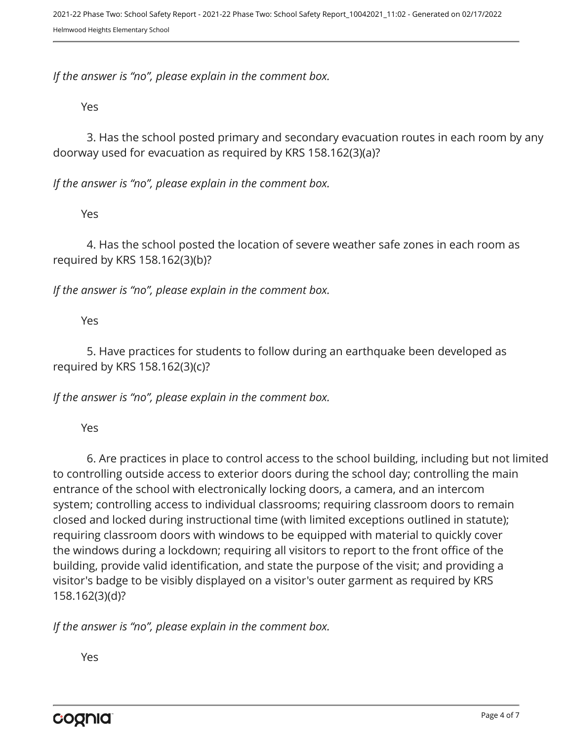*If the answer is "no", please explain in the comment box.*

Yes

3. Has the school posted primary and secondary evacuation routes in each room by any doorway used for evacuation as required by KRS 158.162(3)(a)?

*If the answer is "no", please explain in the comment box.*

Yes

4. Has the school posted the location of severe weather safe zones in each room as required by KRS 158.162(3)(b)?

*If the answer is "no", please explain in the comment box.*

Yes

5. Have practices for students to follow during an earthquake been developed as required by KRS 158.162(3)(c)?

*If the answer is "no", please explain in the comment box.*

Yes

6. Are practices in place to control access to the school building, including but not limited to controlling outside access to exterior doors during the school day; controlling the main entrance of the school with electronically locking doors, a camera, and an intercom system; controlling access to individual classrooms; requiring classroom doors to remain closed and locked during instructional time (with limited exceptions outlined in statute); requiring classroom doors with windows to be equipped with material to quickly cover the windows during a lockdown; requiring all visitors to report to the front office of the building, provide valid identification, and state the purpose of the visit; and providing a visitor's badge to be visibly displayed on a visitor's outer garment as required by KRS 158.162(3)(d)?

*If the answer is "no", please explain in the comment box.*

Yes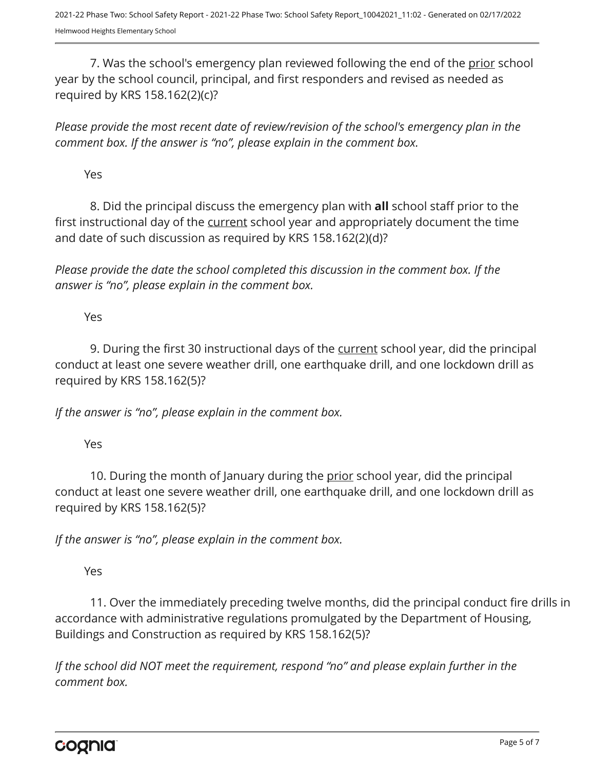7. Was the school's emergency plan reviewed following the end of the prior school year by the school council, principal, and first responders and revised as needed as required by KRS 158.162(2)(c)?

*Please provide the most recent date of review/revision of the school's emergency plan in the comment box. If the answer is “no”, please explain in the comment box.*

Yes

8. Did the principal discuss the emergency plan with **all** school staff prior to the first instructional day of the current school year and appropriately document the time and date of such discussion as required by KRS 158.162(2)(d)?

*Please provide the date the school completed this discussion in the comment box. If the answer is “no”, please explain in the comment box.*

Yes

9. During the first 30 instructional days of the current school year, did the principal conduct at least one severe weather drill, one earthquake drill, and one lockdown drill as required by KRS 158.162(5)?

*If the answer is “no”, please explain in the comment box.*

Yes

10. During the month of January during the prior school year, did the principal conduct at least one severe weather drill, one earthquake drill, and one lockdown drill as required by KRS 158.162(5)?

*If the answer is “no”, please explain in the comment box.*

Yes

11. Over the immediately preceding twelve months, did the principal conduct fire drills in accordance with administrative regulations promulgated by the Department of Housing, Buildings and Construction as required by KRS 158.162(5)?

*If the school did NOT meet the requirement, respond “no” and please explain further in the comment box.*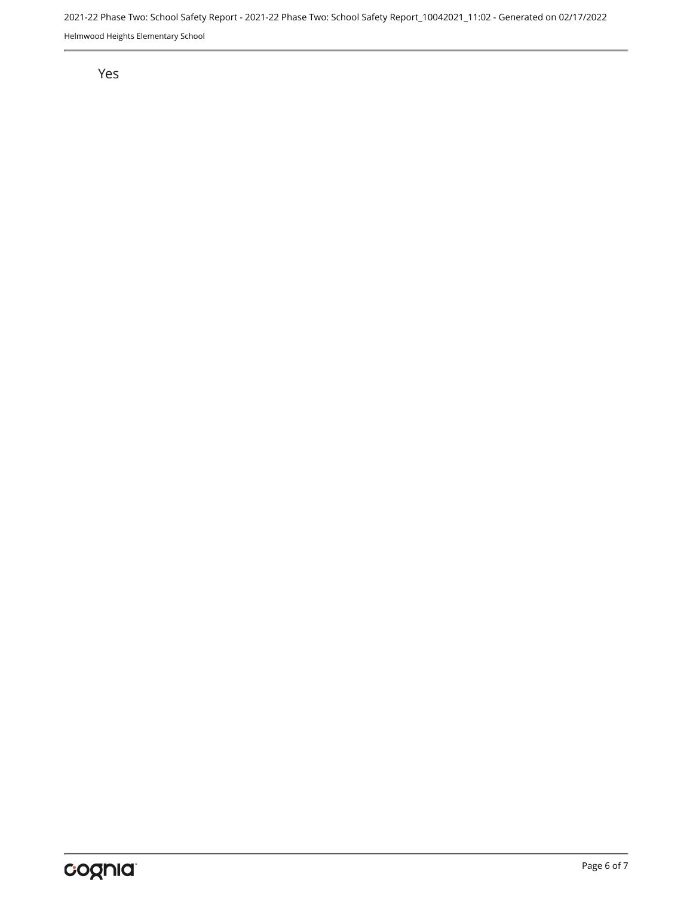Yes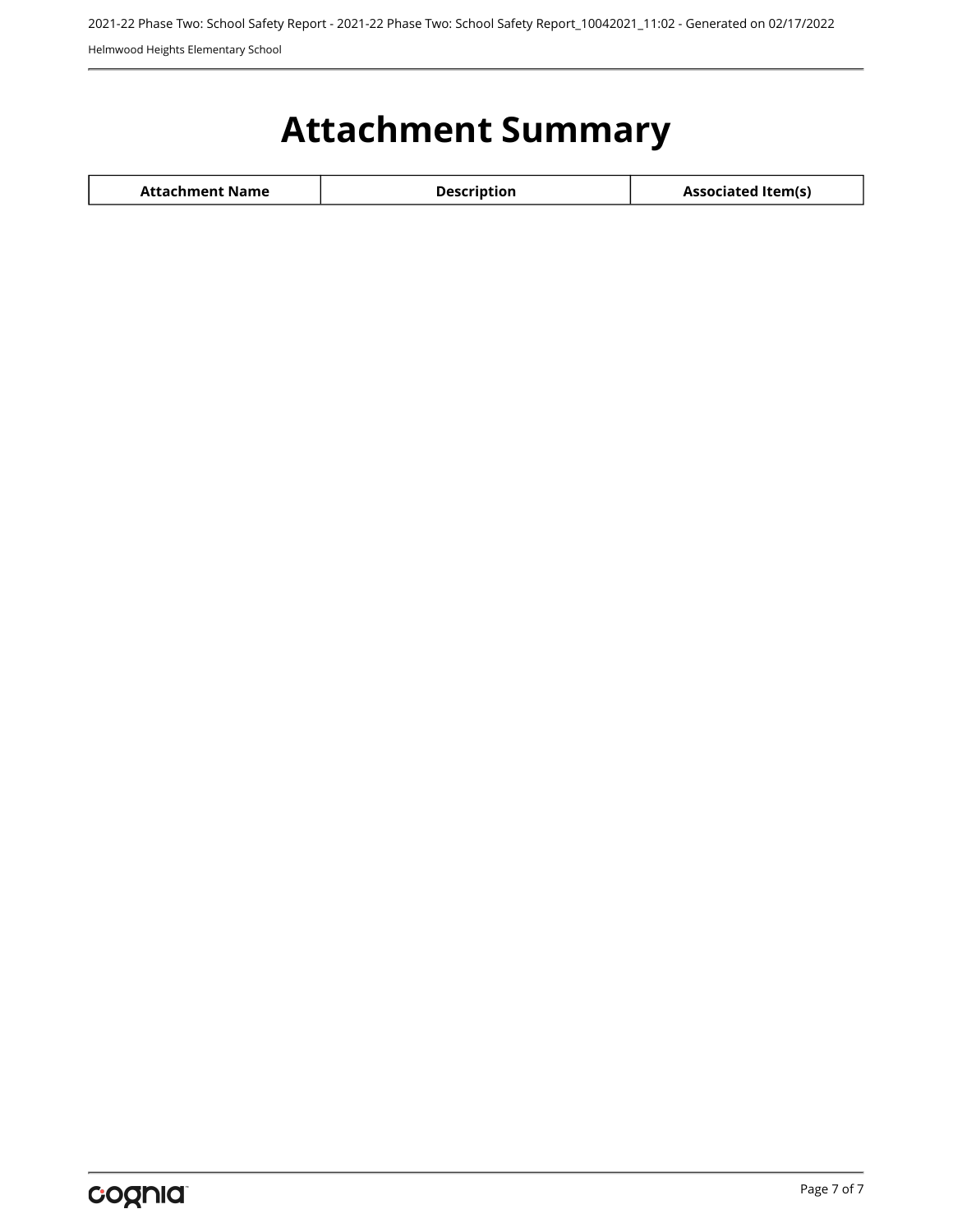# Attachment Summary

| Attachment Name | Description | Associated Item(s) |
| --- | --- | --- |